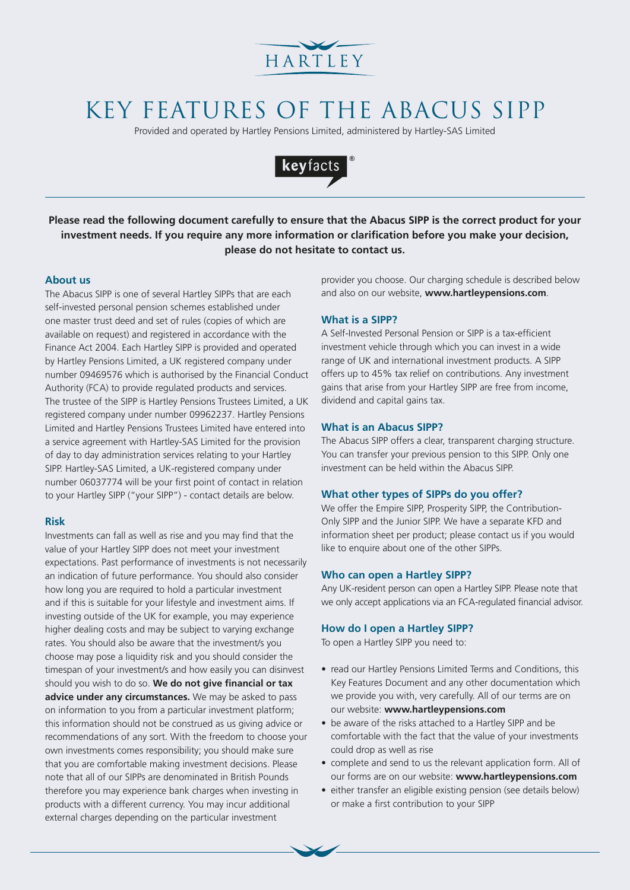HARTLEY

# KEY FEATURES OF THE ABACUS SIPP

Provided and operated by Hartley Pensions Limited, administered by Hartley-SAS Limited

keyfacts®

**Please read the following document carefully to ensure that the Abacus SIPP is the correct product for your investment needs. If you require any more information or clarification before you make your decision, please do not hesitate to contact us.**

### About us

The Abacus SIPP is one of several Hartley SIPPs that are each self-invested personal pension schemes established under one master trust deed and set of rules (copies of which are available on request) and registered in accordance with the Finance Act 2004. Each Hartley SIPP is provided and operated by Hartley Pensions Limited, a UK registered company under number 09469576 which is authorised by the Financial Conduct Authority (FCA) to provide regulated products and services. The trustee of the SIPP is Hartley Pensions Trustees Limited, a UK registered company under number 09962237. Hartley Pensions Limited and Hartley Pensions Trustees Limited have entered into a service agreement with Hartley-SAS Limited for the provision of day to day administration services relating to your Hartley SIPP. Hartley-SAS Limited, a UK-registered company under number 06037774 will be your first point of contact in relation to your Hartley SIPP ("your SIPP") - contact details are below.

### Risk

Investments can fall as well as rise and you may find that the value of your Hartley SIPP does not meet your investment expectations. Past performance of investments is not necessarily an indication of future performance. You should also consider how long you are required to hold a particular investment and if this is suitable for your lifestyle and investment aims. If investing outside of the UK for example, you may experience higher dealing costs and may be subject to varying exchange rates. You should also be aware that the investment/s you choose may pose a liquidity risk and you should consider the timespan of your investment/s and how easily you can disinvest should you wish to do so. **We do not give financial or tax advice under any circumstances.** We may be asked to pass on information to you from a particular investment platform; this information should not be construed as us giving advice or recommendations of any sort. With the freedom to choose your own investments comes responsibility; you should make sure that you are comfortable making investment decisions. Please note that all of our SIPPs are denominated in British Pounds therefore you may experience bank charges when investing in products with a different currency. You may incur additional external charges depending on the particular investment provider you choose. Our charging schedule is described below and also on our website, **www.hartleypensions.com**.

### What is a SIPP?

A Self-Invested Personal Pension or SIPP is a tax-efficient investment vehicle through which you can invest in a wide range of UK and international investment products. A SIPP offers up to 45% tax relief on contributions. Any investment gains that arise from your Hartley SIPP are free from income, dividend and capital gains tax.

### What is an Abacus SIPP?

The Abacus SIPP offers a clear, transparent charging structure. You can transfer your previous pension to this SIPP. Only one investment can be held within the Abacus SIPP.

### What other types of SIPPs do you offer?

We offer the Empire SIPP, Prosperity SIPP, the Contribution-Only SIPP and the Junior SIPP. We have a separate KFD and information sheet per product; please contact us if you would like to enquire about one of the other SIPPs.

### Who can open a Hartley SIPP?

Any UK-resident person can open a Hartley SIPP. Please note that we only accept applications via an FCA-regulated financial advisor.

### How do I open a Hartley SIPP?

To open a Hartley SIPP you need to:

- read our Hartley Pensions Limited Terms and Conditions, this Key Features Document and any other documentation which we provide you with, very carefully. All of our terms are on our website: **www.hartleypensions.com**
- be aware of the risks attached to a Hartley SIPP and be comfortable with the fact that the value of your investments could drop as well as rise
- complete and send to us the relevant application form. All of our forms are on our website: **www.hartleypensions.com**
- either transfer an eligible existing pension (see details below) or make a first contribution to your SIPP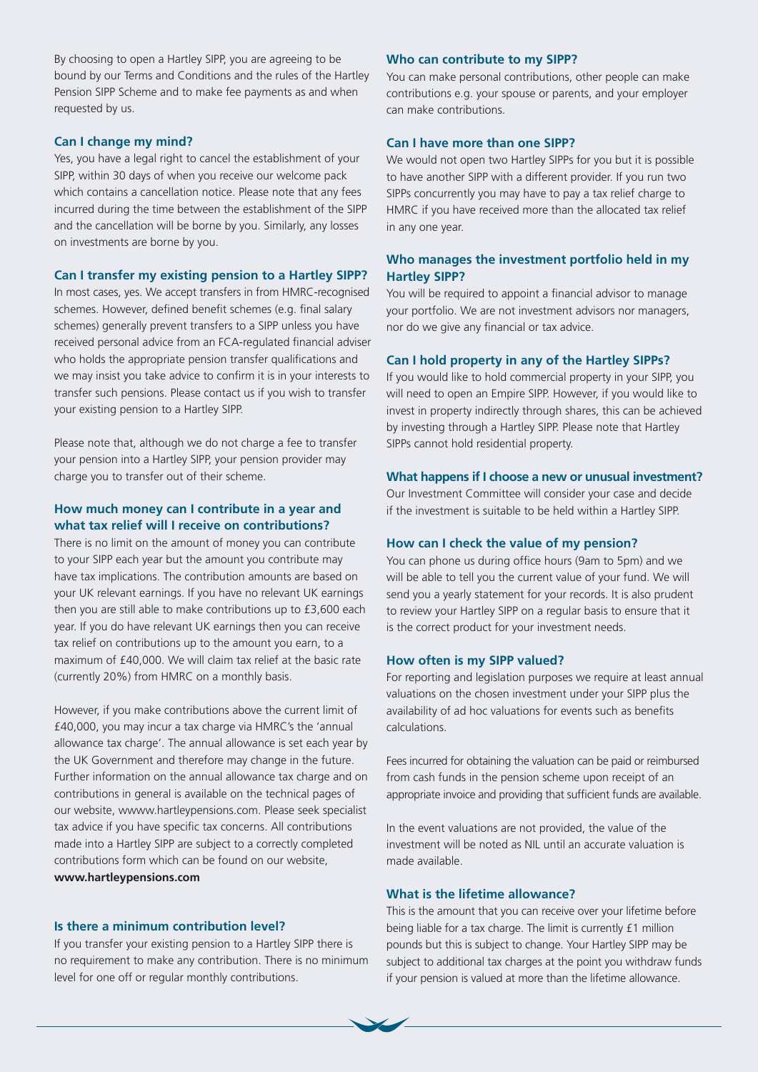By choosing to open a Hartley SIPP, you are agreeing to be bound by our Terms and Conditions and the rules of the Hartley Pension SIPP Scheme and to make fee payments as and when requested by us.

### Can I change my mind?

Yes, you have a legal right to cancel the establishment of your SIPP, within 30 days of when you receive our welcome pack which contains a cancellation notice. Please note that any fees incurred during the time between the establishment of the SIPP and the cancellation will be borne by you. Similarly, any losses on investments are borne by you.

### Can I transfer my existing pension to a Hartley SIPP?

In most cases, yes. We accept transfers in from HMRC-recognised schemes. However, defined benefit schemes (e.g. final salary schemes) generally prevent transfers to a SIPP unless you have received personal advice from an FCA-regulated financial adviser who holds the appropriate pension transfer qualifications and we may insist you take advice to confirm it is in your interests to transfer such pensions. Please contact us if you wish to transfer your existing pension to a Hartley SIPP.

Please note that, although we do not charge a fee to transfer your pension into a Hartley SIPP, your pension provider may charge you to transfer out of their scheme.

### How much money can I contribute in a year and what tax relief will I receive on contributions?

There is no limit on the amount of money you can contribute to your SIPP each year but the amount you contribute may have tax implications. The contribution amounts are based on your UK relevant earnings. If you have no relevant UK earnings then you are still able to make contributions up to £3,600 each year. If you do have relevant UK earnings then you can receive tax relief on contributions up to the amount you earn, to a maximum of £40,000. We will claim tax relief at the basic rate (currently 20%) from HMRC on a monthly basis.

However, if you make contributions above the current limit of £40,000, you may incur a tax charge via HMRC's the 'annual allowance tax charge'. The annual allowance is set each year by the UK Government and therefore may change in the future. Further information on the annual allowance tax charge and on contributions in general is available on the technical pages of our website, wwww.hartleypensions.com. Please seek specialist tax advice if you have specific tax concerns. All contributions made into a Hartley SIPP are subject to a correctly completed contributions form which can be found on our website, **www.hartleypensions.com**

### Is there a minimum contribution level?

If you transfer your existing pension to a Hartley SIPP there is no requirement to make any contribution. There is no minimum level for one off or regular monthly contributions.

### Who can contribute to my SIPP?

You can make personal contributions, other people can make contributions e.g. your spouse or parents, and your employer can make contributions.

### Can I have more than one SIPP?

We would not open two Hartley SIPPs for you but it is possible to have another SIPP with a different provider. If you run two SIPPs concurrently you may have to pay a tax relief charge to HMRC if you have received more than the allocated tax relief in any one year.

### Who manages the investment portfolio held in my Hartley SIPP?

You will be required to appoint a financial advisor to manage your portfolio. We are not investment advisors nor managers, nor do we give any financial or tax advice.

### Can I hold property in any of the Hartley SIPPs?

If you would like to hold commercial property in your SIPP, you will need to open an Empire SIPP. However, if you would like to invest in property indirectly through shares, this can be achieved by investing through a Hartley SIPP. Please note that Hartley SIPPs cannot hold residential property.

### What happens if I choose a new or unusual investment?

Our Investment Committee will consider your case and decide if the investment is suitable to be held within a Hartley SIPP.

### How can I check the value of my pension?

You can phone us during office hours (9am to 5pm) and we will be able to tell you the current value of your fund. We will send you a yearly statement for your records. It is also prudent to review your Hartley SIPP on a regular basis to ensure that it is the correct product for your investment needs.

### How often is my SIPP valued?

For reporting and legislation purposes we require at least annual valuations on the chosen investment under your SIPP plus the availability of ad hoc valuations for events such as benefits calculations.

Fees incurred for obtaining the valuation can be paid or reimbursed from cash funds in the pension scheme upon receipt of an appropriate invoice and providing that sufficient funds are available.

In the event valuations are not provided, the value of the investment will be noted as NIL until an accurate valuation is made available.

### What is the lifetime allowance?

This is the amount that you can receive over your lifetime before being liable for a tax charge. The limit is currently £1 million pounds but this is subject to change. Your Hartley SIPP may be subject to additional tax charges at the point you withdraw funds if your pension is valued at more than the lifetime allowance.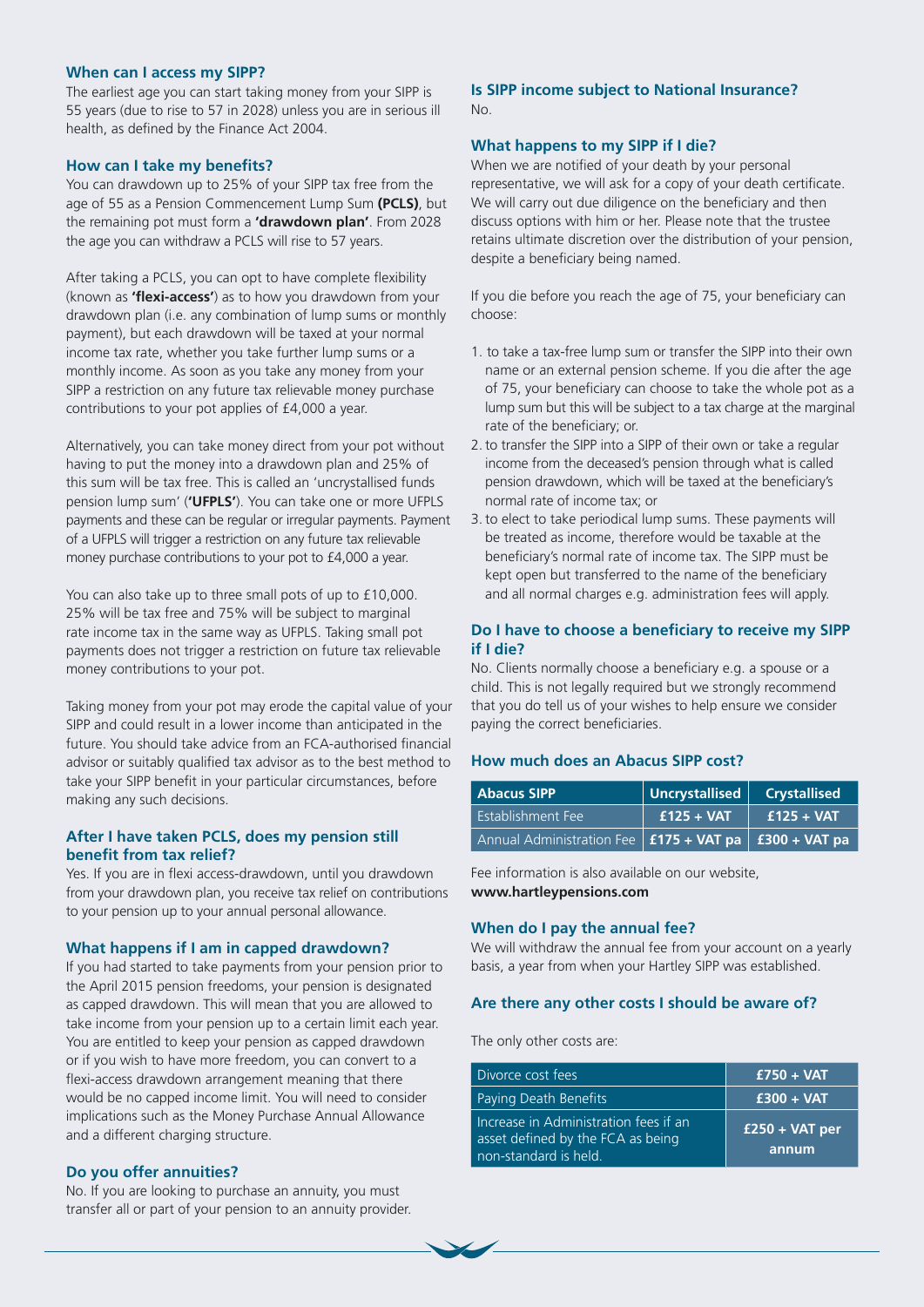### When can I access my SIPP?

The earliest age you can start taking money from your SIPP is 55 years (due to rise to 57 in 2028) unless you are in serious ill health, as defined by the Finance Act 2004.

### How can I take my benefits?

You can drawdown up to 25% of your SIPP tax free from the age of 55 as a Pension Commencement Lump Sum **(PCLS)**, but the remaining pot must form a **'drawdown plan'**. From 2028 the age you can withdraw a PCLS will rise to 57 years.

After taking a PCLS, you can opt to have complete flexibility (known as **'flexi-access'**) as to how you drawdown from your drawdown plan (i.e. any combination of lump sums or monthly payment), but each drawdown will be taxed at your normal income tax rate, whether you take further lump sums or a monthly income. As soon as you take any money from your SIPP a restriction on any future tax relievable money purchase contributions to your pot applies of £4,000 a year.

Alternatively, you can take money direct from your pot without having to put the money into a drawdown plan and 25% of this sum will be tax free. This is called an 'uncrystallised funds pension lump sum' (**'UFPLS'**). You can take one or more UFPLS payments and these can be regular or irregular payments. Payment of a UFPLS will trigger a restriction on any future tax relievable money purchase contributions to your pot to £4,000 a year.

You can also take up to three small pots of up to £10,000. 25% will be tax free and 75% will be subject to marginal rate income tax in the same way as UFPLS. Taking small pot payments does not trigger a restriction on future tax relievable money contributions to your pot.

Taking money from your pot may erode the capital value of your SIPP and could result in a lower income than anticipated in the future. You should take advice from an FCA-authorised financial advisor or suitably qualified tax advisor as to the best method to take your SIPP benefit in your particular circumstances, before making any such decisions.

### After I have taken PCLS, does my pension still benefit from tax relief?

Yes. If you are in flexi access-drawdown, until you drawdown from your drawdown plan, you receive tax relief on contributions to your pension up to your annual personal allowance.

### What happens if I am in capped drawdown?

If you had started to take payments from your pension prior to the April 2015 pension freedoms, your pension is designated as capped drawdown. This will mean that you are allowed to take income from your pension up to a certain limit each year. You are entitled to keep your pension as capped drawdown or if you wish to have more freedom, you can convert to a flexi-access drawdown arrangement meaning that there would be no capped income limit. You will need to consider implications such as the Money Purchase Annual Allowance and a different charging structure.

### Do you offer annuities?

No. If you are looking to purchase an annuity, you must transfer all or part of your pension to an annuity provider.

### Is SIPP income subject to National Insurance?

No.

### What happens to my SIPP if I die?

When we are notified of your death by your personal representative, we will ask for a copy of your death certificate. We will carry out due diligence on the beneficiary and then discuss options with him or her. Please note that the trustee retains ultimate discretion over the distribution of your pension, despite a beneficiary being named.

If you die before you reach the age of 75, your beneficiary can choose:

1. to take a tax-free lump sum or transfer the SIPP into their own name or an external pension scheme. If you die after the age of 75, your beneficiary can choose to take the whole pot as a lump sum but this will be subject to a tax charge at the marginal rate of the beneficiary; or.
2. to transfer the SIPP into a SIPP of their own or take a regular income from the deceased's pension through what is called pension drawdown, which will be taxed at the beneficiary's normal rate of income tax; or
3. to elect to take periodical lump sums. These payments will be treated as income, therefore would be taxable at the beneficiary's normal rate of income tax. The SIPP must be kept open but transferred to the name of the beneficiary and all normal charges e.g. administration fees will apply.

### Do I have to choose a beneficiary to receive my SIPP if I die?

No. Clients normally choose a beneficiary e.g. a spouse or a child. This is not legally required but we strongly recommend that you do tell us of your wishes to help ensure we consider paying the correct beneficiaries.

### How much does an Abacus SIPP cost?

| Abacus SIPP | Uncrystallised | Crystallised |
|---|---|---|
| Establishment Fee | £125 + VAT | £125 + VAT |
| Annual Administration Fee | £175 + VAT pa | £300 + VAT pa |

Fee information is also available on our website, **www.hartleypensions.com**

### When do I pay the annual fee?

We will withdraw the annual fee from your account on a yearly basis, a year from when your Hartley SIPP was established.

### Are there any other costs I should be aware of?

The only other costs are:

| | |
|---|---|
| Divorce cost fees | £750 + VAT |
| Paying Death Benefits | £300 + VAT |
| Increase in Administration fees if an asset defined by the FCA as being non-standard is held. | £250 + VAT per annum |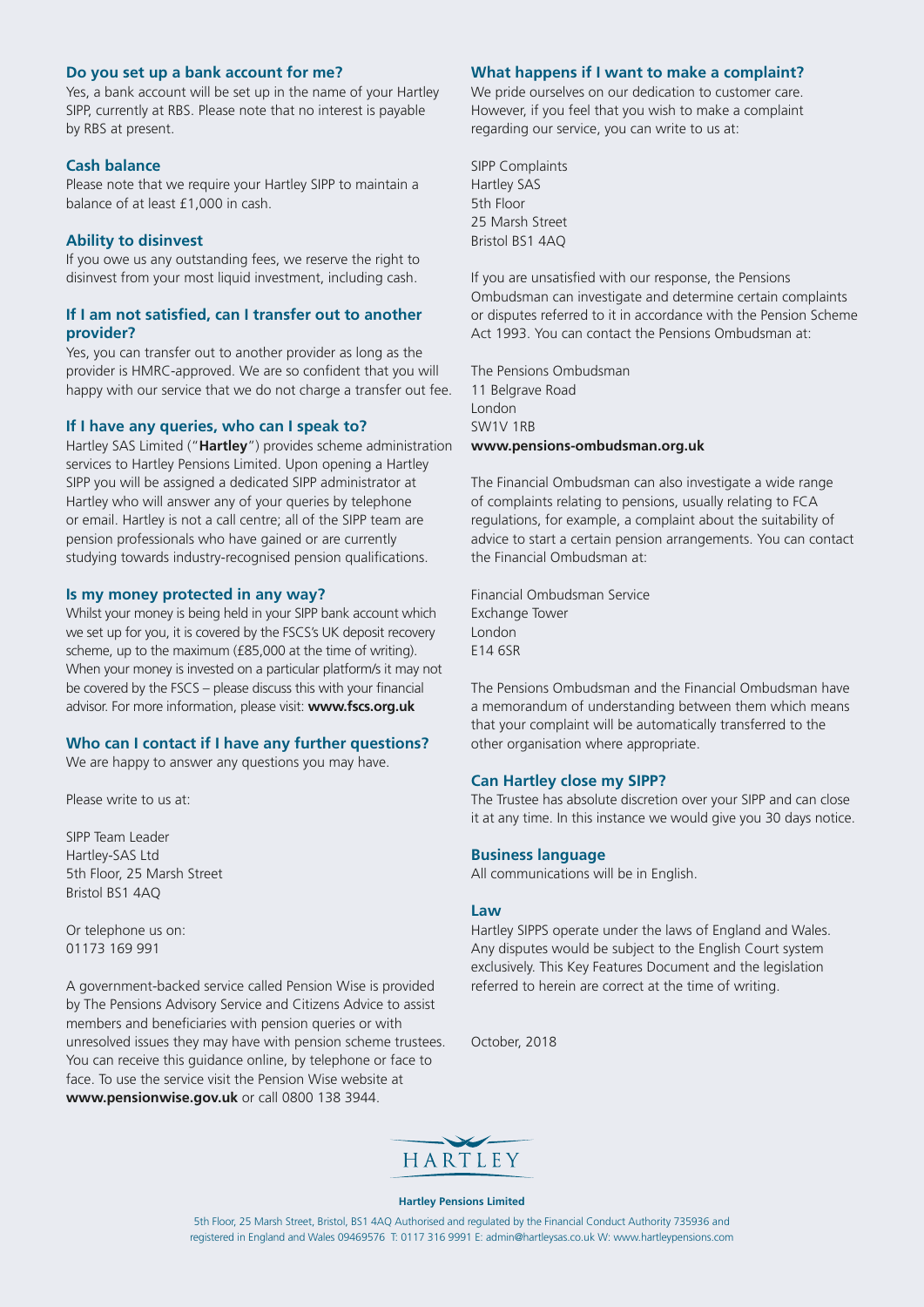### Do you set up a bank account for me?

Yes, a bank account will be set up in the name of your Hartley SIPP, currently at RBS. Please note that no interest is payable by RBS at present.

### Cash balance

Please note that we require your Hartley SIPP to maintain a balance of at least £1,000 in cash.

### Ability to disinvest

If you owe us any outstanding fees, we reserve the right to disinvest from your most liquid investment, including cash.

### If I am not satisfied, can I transfer out to another provider?

Yes, you can transfer out to another provider as long as the provider is HMRC-approved. We are so confident that you will happy with our service that we do not charge a transfer out fee.

### If I have any queries, who can I speak to?

Hartley SAS Limited ("**Hartley**") provides scheme administration services to Hartley Pensions Limited. Upon opening a Hartley SIPP you will be assigned a dedicated SIPP administrator at Hartley who will answer any of your queries by telephone or email. Hartley is not a call centre; all of the SIPP team are pension professionals who have gained or are currently studying towards industry-recognised pension qualifications.

### Is my money protected in any way?

Whilst your money is being held in your SIPP bank account which we set up for you, it is covered by the FSCS's UK deposit recovery scheme, up to the maximum (£85,000 at the time of writing). When your money is invested on a particular platform/s it may not be covered by the FSCS – please discuss this with your financial advisor. For more information, please visit: **www.fscs.org.uk**

### Who can I contact if I have any further questions?

We are happy to answer any questions you may have.

Please write to us at:

SIPP Team Leader
Hartley-SAS Ltd
5th Floor, 25 Marsh Street
Bristol BS1 4AQ

Or telephone us on:
01173 169 991

A government-backed service called Pension Wise is provided by The Pensions Advisory Service and Citizens Advice to assist members and beneficiaries with pension queries or with unresolved issues they may have with pension scheme trustees. You can receive this guidance online, by telephone or face to face. To use the service visit the Pension Wise website at **www.pensionwise.gov.uk** or call 0800 138 3944.

### What happens if I want to make a complaint?

We pride ourselves on our dedication to customer care. However, if you feel that you wish to make a complaint regarding our service, you can write to us at:

SIPP Complaints
Hartley SAS
5th Floor
25 Marsh Street
Bristol BS1 4AQ

If you are unsatisfied with our response, the Pensions Ombudsman can investigate and determine certain complaints or disputes referred to it in accordance with the Pension Scheme Act 1993. You can contact the Pensions Ombudsman at:

The Pensions Ombudsman
11 Belgrave Road
London
SW1V 1RB
**www.pensions-ombudsman.org.uk**

The Financial Ombudsman can also investigate a wide range of complaints relating to pensions, usually relating to FCA regulations, for example, a complaint about the suitability of advice to start a certain pension arrangements. You can contact the Financial Ombudsman at:

Financial Ombudsman Service
Exchange Tower
London
E14 6SR

The Pensions Ombudsman and the Financial Ombudsman have a memorandum of understanding between them which means that your complaint will be automatically transferred to the other organisation where appropriate.

### Can Hartley close my SIPP?

The Trustee has absolute discretion over your SIPP and can close it at any time. In this instance we would give you 30 days notice.

### Business language

All communications will be in English.

### Law

Hartley SIPPS operate under the laws of England and Wales. Any disputes would be subject to the English Court system exclusively. This Key Features Document and the legislation referred to herein are correct at the time of writing.

October, 2018

HARTLEY

**Hartley Pensions Limited**

5th Floor, 25 Marsh Street, Bristol, BS1 4AQ Authorised and regulated by the Financial Conduct Authority 735936 and registered in England and Wales 09469576 T: 0117 316 9991 E: admin@hartleysas.co.uk W: www.hartleypensions.com